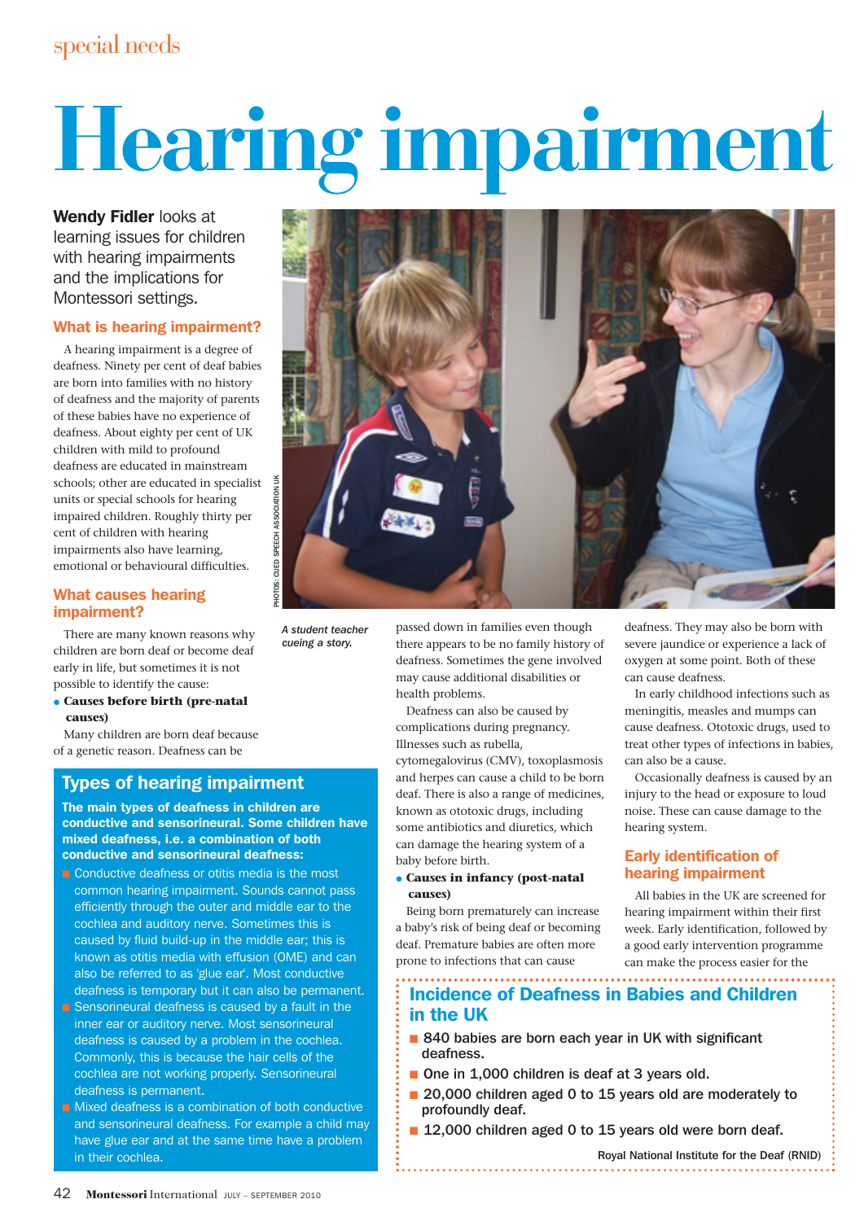# Hearing impairment

**Wendy Fidler** looks at learning issues for children with hearing impairments and the implications for Montessori settings.

## What is hearing impairment?

A hearing impairment is a degree of deafness. Ninety per cent of deaf babies are born into families with no history of deafness and the majority of parents of these babies have no experience of deafness. About eighty per cent of UK children with mild to profound deafness are educated in mainstream schools; other are educated in specialist units or special schools for hearing impaired children. Roughly thirty per cent of children with hearing impairments also have learning, emotional or behavioural difficulties.

PHOTOS: CUED SPEECH ASSOCIATION UK

*A student teacher cueing a story.*

## What causes hearing impairment?

There are many known reasons why children are born deaf or become deaf early in life, but sometimes it is not possible to identify the cause:

- **Causes before birth (pre-natal causes)**

Many children are born deaf because of a genetic reason. Deafness can be passed down in families even though there appears to be no family history of deafness. Sometimes the gene involved may cause additional disabilities or health problems.

Deafness can also be caused by complications during pregnancy. Illnesses such as rubella, cytomegalovirus (CMV), toxoplasmosis and herpes can cause a child to be born deaf. There is also a range of medicines, known as ototoxic drugs, including some antibiotics and diuretics, which can damage the hearing system of a baby before birth.

- **Causes in infancy (post-natal causes)**

Being born prematurely can increase a baby's risk of being deaf or becoming deaf. Premature babies are often more prone to infections that can cause deafness. They may also be born with severe jaundice or experience a lack of oxygen at some point. Both of these can cause deafness.

In early childhood infections such as meningitis, measles and mumps can cause deafness. Ototoxic drugs, used to treat other types of infections in babies, can also be a cause.

Occasionally deafness is caused by an injury to the head or exposure to loud noise. These can cause damage to the hearing system.

## Early identification of hearing impairment

All babies in the UK are screened for hearing impairment within their first week. Early identification, followed by a good early intervention programme can make the process easier for the

## Types of hearing impairment

**The main types of deafness in children are conductive and sensorineural. Some children have mixed deafness, i.e. a combination of both conductive and sensorineural deafness:**

- Conductive deafness or otitis media is the most common hearing impairment. Sounds cannot pass efficiently through the outer and middle ear to the cochlea and auditory nerve. Sometimes this is caused by fluid build-up in the middle ear; this is known as otitis media with effusion (OME) and can also be referred to as 'glue ear'. Most conductive deafness is temporary but it can also be permanent.
- Sensorineural deafness is caused by a fault in the inner ear or auditory nerve. Most sensorineural deafness is caused by a problem in the cochlea. Commonly, this is because the hair cells of the cochlea are not working properly. Sensorineural deafness is permanent.
- Mixed deafness is a combination of both conductive and sensorineural deafness. For example a child may have glue ear and at the same time have a problem in their cochlea.

## Incidence of Deafness in Babies and Children in the UK

- 840 babies are born each year in UK with significant deafness.
- One in 1,000 children is deaf at 3 years old.
- 20,000 children aged 0 to 15 years old are moderately to profoundly deaf.
- 12,000 children aged 0 to 15 years old were born deaf.

Royal National Institute for the Deaf (RNID)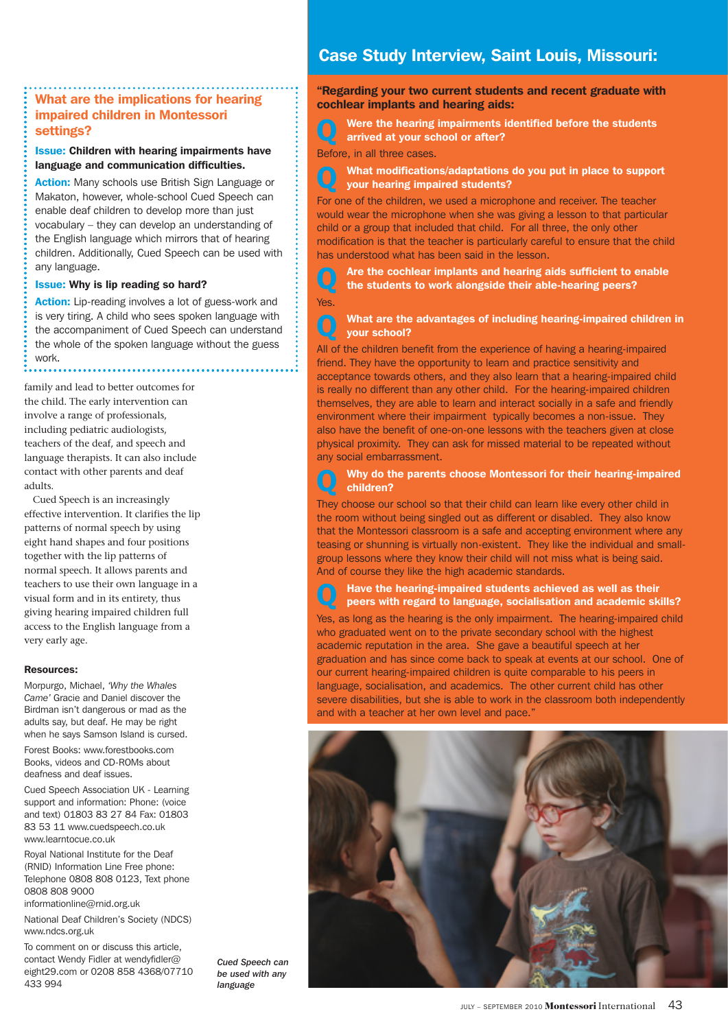## What are the implications for hearing impaired children in Montessori settings?

**Issue: Children with hearing impairments have language and communication difficulties.**

**Action:** Many schools use British Sign Language or Makaton, however, whole-school Cued Speech can enable deaf children to develop more than just vocabulary – they can develop an understanding of the English language which mirrors that of hearing children. Additionally, Cued Speech can be used with any language.

**Issue: Why is lip reading so hard?**

**Action:** Lip-reading involves a lot of guess-work and is very tiring. A child who sees spoken language with the accompaniment of Cued Speech can understand the whole of the spoken language without the guess work.

family and lead to better outcomes for the child. The early intervention can involve a range of professionals, including pediatric audiologists, teachers of the deaf, and speech and language therapists. It can also include contact with other parents and deaf adults.

Cued Speech is an increasingly effective intervention. It clarifies the lip patterns of normal speech by using eight hand shapes and four positions together with the lip patterns of normal speech. It allows parents and teachers to use their own language in a visual form and in its entirety, thus giving hearing impaired children full access to the English language from a very early age.

### Resources:

Morpurgo, Michael, *'Why the Whales Came'* Gracie and Daniel discover the Birdman isn't dangerous or mad as the adults say, but deaf. He may be right when he says Samson Island is cursed.

Forest Books: www.forestbooks.com Books, videos and CD-ROMs about deafness and deaf issues.

Cued Speech Association UK - Learning support and information: Phone: (voice and text) 01803 83 27 84 Fax: 01803 83 53 11 www.cuedspeech.co.uk www.learntocue.co.uk

Royal National Institute for the Deaf (RNID) Information Line Free phone: Telephone 0808 808 0123, Text phone 0808 808 9000 informationline@rnid.org.uk

National Deaf Children's Society (NDCS) www.ndcs.org.uk

To comment on or discuss this article, contact Wendy Fidler at wendyfidler@eight29.com or 0208 858 4368/07710 433 994

## Case Study Interview, Saint Louis, Missouri:

**"Regarding your two current students and recent graduate with cochlear implants and hearing aids:**

**Q Were the hearing impairments identified before the students arrived at your school or after?**

Before, in all three cases.

**Q What modifications/adaptations do you put in place to support your hearing impaired students?**

For one of the children, we used a microphone and receiver. The teacher would wear the microphone when she was giving a lesson to that particular child or a group that included that child. For all three, the only other modification is that the teacher is particularly careful to ensure that the child has understood what has been said in the lesson.

**Q Are the cochlear implants and hearing aids sufficient to enable the students to work alongside their able-hearing peers?**

Yes.

**Q What are the advantages of including hearing-impaired children in your school?**

All of the children benefit from the experience of having a hearing-impaired friend. They have the opportunity to learn and practice sensitivity and acceptance towards others, and they also learn that a hearing-impaired child is really no different than any other child. For the hearing-impaired children themselves, they are able to learn and interact socially in a safe and friendly environment where their impairment typically becomes a non-issue. They also have the benefit of one-on-one lessons with the teachers given at close physical proximity. They can ask for missed material to be repeated without any social embarrassment.

**Q Why do the parents choose Montessori for their hearing-impaired children?**

They choose our school so that their child can learn like every other child in the room without being singled out as different or disabled. They also know that the Montessori classroom is a safe and accepting environment where any teasing or shunning is virtually non-existent. They like the individual and small-group lessons where they know their child will not miss what is being said. And of course they like the high academic standards.

**Q Have the hearing-impaired students achieved as well as their peers with regard to language, socialisation and academic skills?**

Yes, as long as the hearing is the only impairment. The hearing-impaired child who graduated went on to the private secondary school with the highest academic reputation in the area. She gave a beautiful speech at her graduation and has since come back to speak at events at our school. One of our current hearing-impaired children is quite comparable to his peers in language, socialisation, and academics. The other current child has other severe disabilities, but she is able to work in the classroom both independently and with a teacher at her own level and pace."

*Cued Speech can be used with any language*